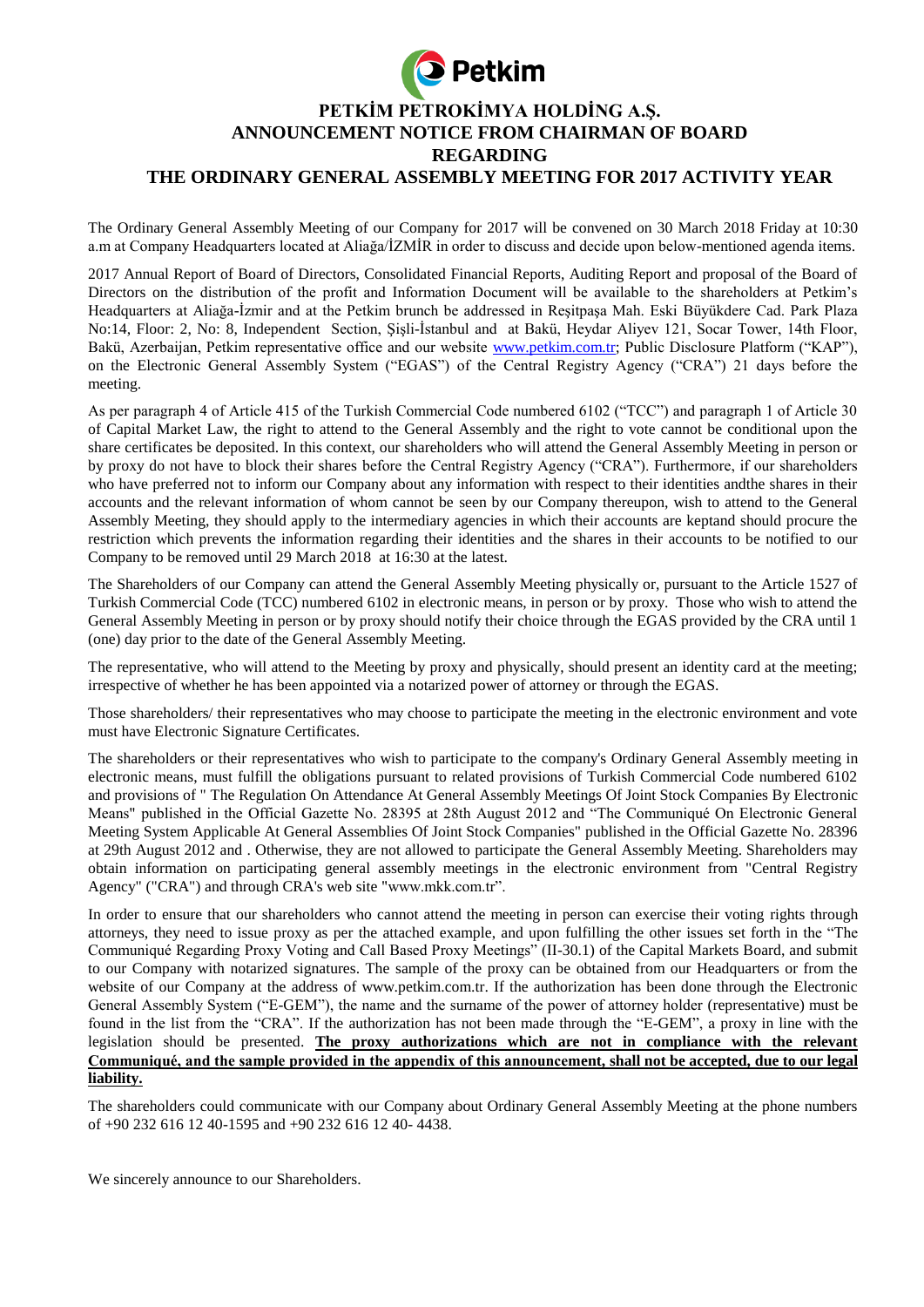# PETKİM PETROKİMYA HOLDİNG A.Ş.
# ANNOUNCEMENT NOTICE FROM CHAIRMAN OF BOARD REGARDING THE ORDINARY GENERAL ASSEMBLY MEETING FOR 2017 ACTIVITY YEAR

The Ordinary General Assembly Meeting of our Company for 2017 will be convened on 30 March 2018 Friday at 10:30 a.m at Company Headquarters located at Aliağa/İZMİR in order to discuss and decide upon below-mentioned agenda items.

2017 Annual Report of Board of Directors, Consolidated Financial Reports, Auditing Report and proposal of the Board of Directors on the distribution of the profit and Information Document will be available to the shareholders at Petkim's Headquarters at Aliağa-İzmir and at the Petkim brunch be addressed in Reşitpaşa Mah. Eski Büyükdere Cad. Park Plaza No:14, Floor: 2, No: 8, Independent Section, Şişli-İstanbul and at Bakü, Heydar Aliyev 121, Socar Tower, 14th Floor, Bakü, Azerbaijan, Petkim representative office and our website www.petkim.com.tr; Public Disclosure Platform ("KAP"), on the Electronic General Assembly System ("EGAS") of the Central Registry Agency ("CRA") 21 days before the meeting.

As per paragraph 4 of Article 415 of the Turkish Commercial Code numbered 6102 ("TCC") and paragraph 1 of Article 30 of Capital Market Law, the right to attend to the General Assembly and the right to vote cannot be conditional upon the share certificates be deposited. In this context, our shareholders who will attend the General Assembly Meeting in person or by proxy do not have to block their shares before the Central Registry Agency ("CRA"). Furthermore, if our shareholders who have preferred not to inform our Company about any information with respect to their identities andthe shares in their accounts and the relevant information of whom cannot be seen by our Company thereupon, wish to attend to the General Assembly Meeting, they should apply to the intermediary agencies in which their accounts are keptand should procure the restriction which prevents the information regarding their identities and the shares in their accounts to be notified to our Company to be removed until 29 March 2018 at 16:30 at the latest.

The Shareholders of our Company can attend the General Assembly Meeting physically or, pursuant to the Article 1527 of Turkish Commercial Code (TCC) numbered 6102 in electronic means, in person or by proxy. Those who wish to attend the General Assembly Meeting in person or by proxy should notify their choice through the EGAS provided by the CRA until 1 (one) day prior to the date of the General Assembly Meeting.

The representative, who will attend to the Meeting by proxy and physically, should present an identity card at the meeting; irrespective of whether he has been appointed via a notarized power of attorney or through the EGAS.

Those shareholders/ their representatives who may choose to participate the meeting in the electronic environment and vote must have Electronic Signature Certificates.

The shareholders or their representatives who wish to participate to the company's Ordinary General Assembly meeting in electronic means, must fulfill the obligations pursuant to related provisions of Turkish Commercial Code numbered 6102 and provisions of " The Regulation On Attendance At General Assembly Meetings Of Joint Stock Companies By Electronic Means" published in the Official Gazette No. 28395 at 28th August 2012 and "The Communiqué On Electronic General Meeting System Applicable At General Assemblies Of Joint Stock Companies" published in the Official Gazette No. 28396 at 29th August 2012 and . Otherwise, they are not allowed to participate the General Assembly Meeting. Shareholders may obtain information on participating general assembly meetings in the electronic environment from "Central Registry Agency" ("CRA") and through CRA's web site "www.mkk.com.tr".

In order to ensure that our shareholders who cannot attend the meeting in person can exercise their voting rights through attorneys, they need to issue proxy as per the attached example, and upon fulfilling the other issues set forth in the "The Communiqué Regarding Proxy Voting and Call Based Proxy Meetings" (II-30.1) of the Capital Markets Board, and submit to our Company with notarized signatures. The sample of the proxy can be obtained from our Headquarters or from the website of our Company at the address of www.petkim.com.tr. If the authorization has been done through the Electronic General Assembly System ("E-GEM"), the name and the surname of the power of attorney holder (representative) must be found in the list from the "CRA". If the authorization has not been made through the "E-GEM", a proxy in line with the legislation should be presented. **<u>The proxy authorizations which are not in compliance with the relevant Communiqué, and the sample provided in the appendix of this announcement, shall not be accepted, due to our legal liability.</u>**

The shareholders could communicate with our Company about Ordinary General Assembly Meeting at the phone numbers of +90 232 616 12 40-1595 and +90 232 616 12 40- 4438.

We sincerely announce to our Shareholders.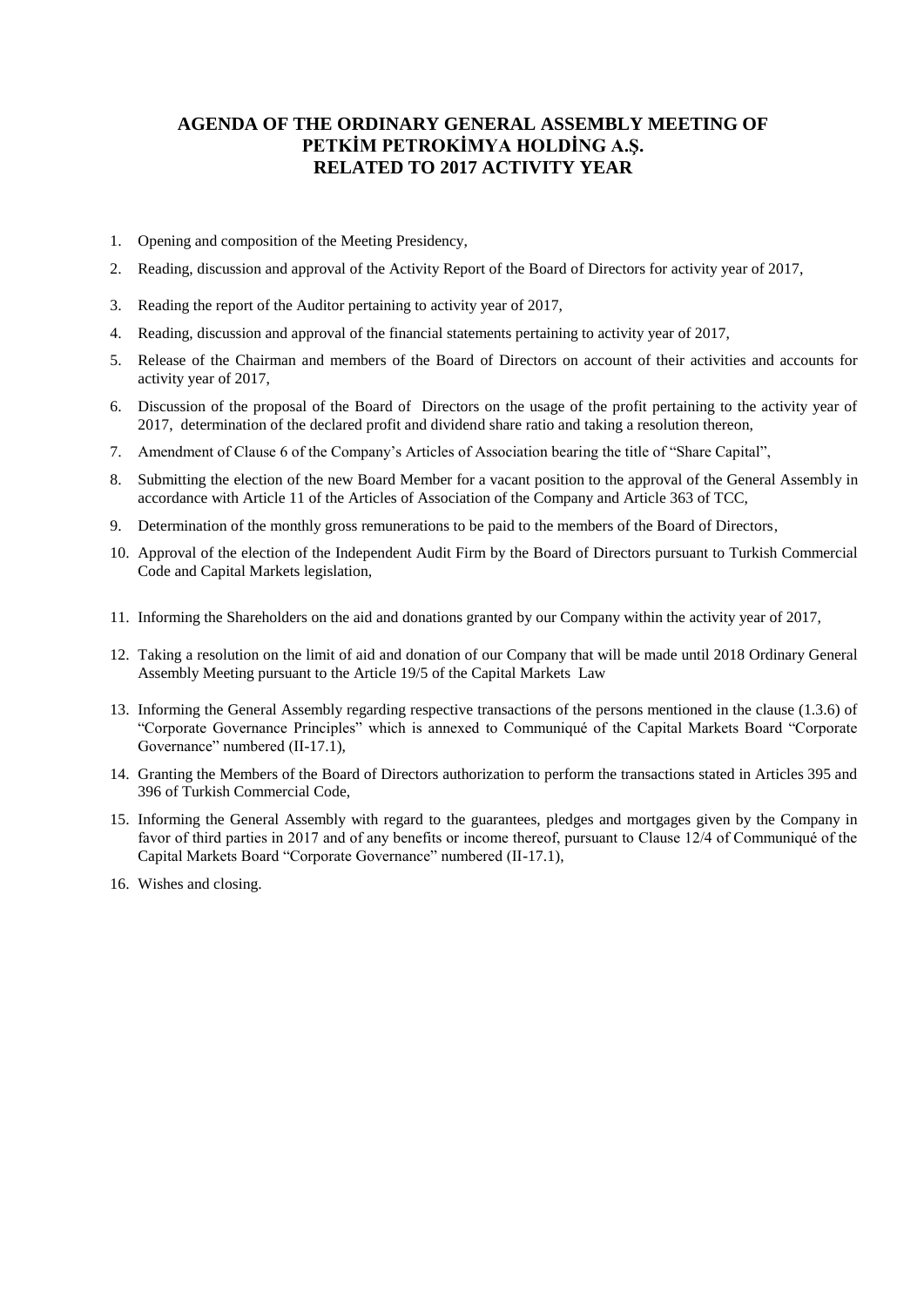# AGENDA OF THE ORDINARY GENERAL ASSEMBLY MEETING OF PETKİM PETROKİMYA HOLDİNG A.Ş. RELATED TO 2017 ACTIVITY YEAR

1. Opening and composition of the Meeting Presidency,
2. Reading, discussion and approval of the Activity Report of the Board of Directors for activity year of 2017,
3. Reading the report of the Auditor pertaining to activity year of 2017,
4. Reading, discussion and approval of the financial statements pertaining to activity year of 2017,
5. Release of the Chairman and members of the Board of Directors on account of their activities and accounts for activity year of 2017,
6. Discussion of the proposal of the Board of Directors on the usage of the profit pertaining to the activity year of 2017, determination of the declared profit and dividend share ratio and taking a resolution thereon,
7. Amendment of Clause 6 of the Company's Articles of Association bearing the title of "Share Capital",
8. Submitting the election of the new Board Member for a vacant position to the approval of the General Assembly in accordance with Article 11 of the Articles of Association of the Company and Article 363 of TCC,
9. Determination of the monthly gross remunerations to be paid to the members of the Board of Directors,
10. Approval of the election of the Independent Audit Firm by the Board of Directors pursuant to Turkish Commercial Code and Capital Markets legislation,
11. Informing the Shareholders on the aid and donations granted by our Company within the activity year of 2017,
12. Taking a resolution on the limit of aid and donation of our Company that will be made until 2018 Ordinary General Assembly Meeting pursuant to the Article 19/5 of the Capital Markets Law
13. Informing the General Assembly regarding respective transactions of the persons mentioned in the clause (1.3.6) of "Corporate Governance Principles" which is annexed to Communiqué of the Capital Markets Board "Corporate Governance" numbered (II-17.1),
14. Granting the Members of the Board of Directors authorization to perform the transactions stated in Articles 395 and 396 of Turkish Commercial Code,
15. Informing the General Assembly with regard to the guarantees, pledges and mortgages given by the Company in favor of third parties in 2017 and of any benefits or income thereof, pursuant to Clause 12/4 of Communiqué of the Capital Markets Board "Corporate Governance" numbered (II-17.1),
16. Wishes and closing.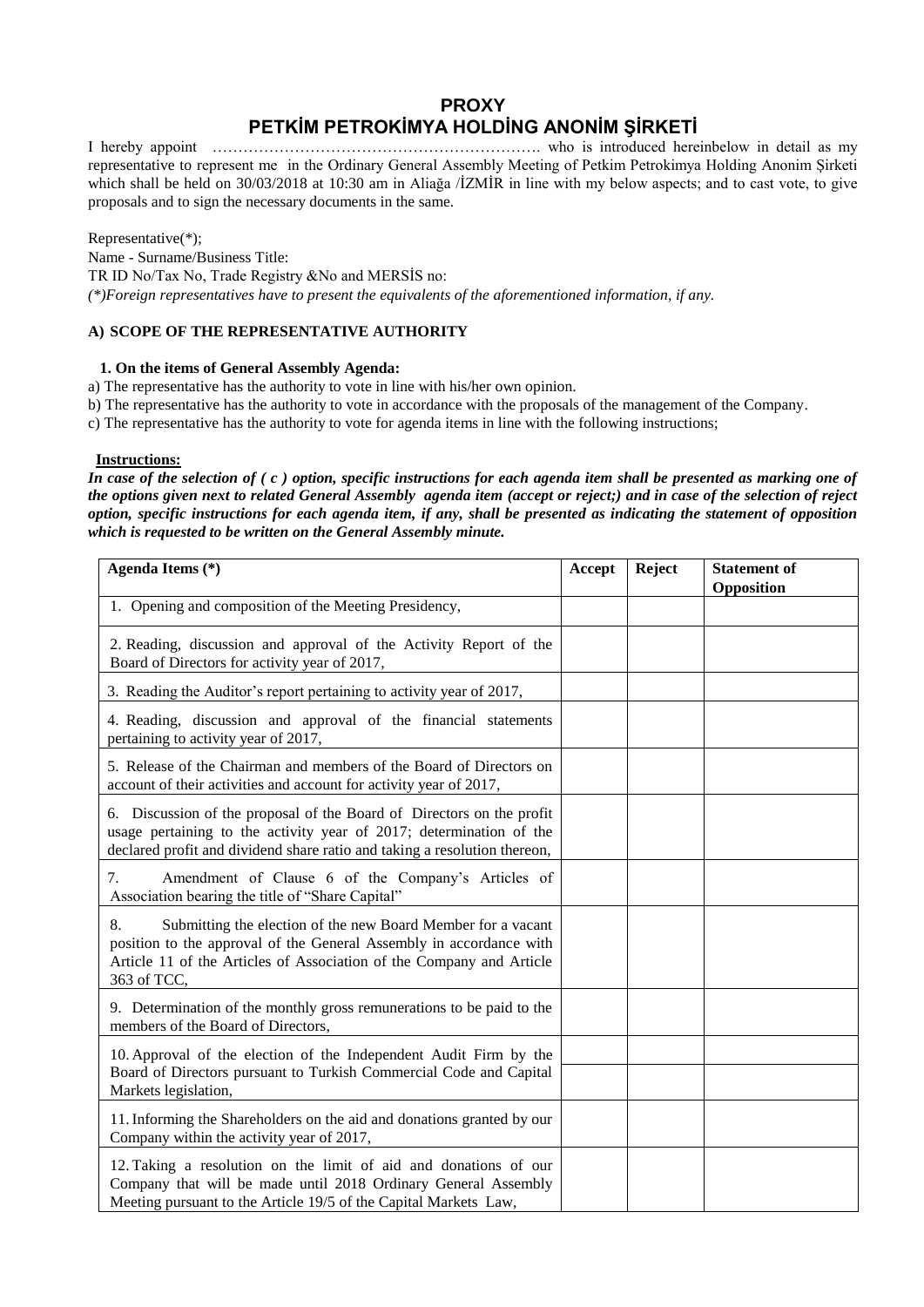# PROXY

# PETKİM PETROKİMYA HOLDİNG ANONİM ŞİRKETİ

I hereby appoint ………………………………………………………. who is introduced hereinbelow in detail as my representative to represent me in the Ordinary General Assembly Meeting of Petkim Petrokimya Holding Anonim Şirketi which shall be held on 30/03/2018 at 10:30 am in Aliağa /İZMİR in line with my below aspects; and to cast vote, to give proposals and to sign the necessary documents in the same.

Representative(*);
Name - Surname/Business Title:
TR ID No/Tax No, Trade Registry &No and MERSİS no:
*(*)Foreign representatives have to present the equivalents of the aforementioned information, if any.*

### A) SCOPE OF THE REPRESENTATIVE AUTHORITY

**1. On the items of General Assembly Agenda:**

a) The representative has the authority to vote in line with his/her own opinion.
b) The representative has the authority to vote in accordance with the proposals of the management of the Company.
c) The representative has the authority to vote for agenda items in line with the following instructions;

**Instructions:**

***In case of the selection of ( c ) option, specific instructions for each agenda item shall be presented as marking one of the options given next to related General Assembly agenda item (accept or reject;) and in case of the selection of reject option, specific instructions for each agenda item, if any, shall be presented as indicating the statement of opposition which is requested to be written on the General Assembly minute.***

| Agenda Items (*) | Accept | Reject | Statement of Opposition |
|---|---|---|---|
| 1. Opening and composition of the Meeting Presidency, | | | |
| 2. Reading, discussion and approval of the Activity Report of the Board of Directors for activity year of 2017, | | | |
| 3. Reading the Auditor's report pertaining to activity year of 2017, | | | |
| 4. Reading, discussion and approval of the financial statements pertaining to activity year of 2017, | | | |
| 5. Release of the Chairman and members of the Board of Directors on account of their activities and account for activity year of 2017, | | | |
| 6. Discussion of the proposal of the Board of Directors on the profit usage pertaining to the activity year of 2017; determination of the declared profit and dividend share ratio and taking a resolution thereon, | | | |
| 7. Amendment of Clause 6 of the Company's Articles of Association bearing the title of "Share Capital" | | | |
| 8. Submitting the election of the new Board Member for a vacant position to the approval of the General Assembly in accordance with Article 11 of the Articles of Association of the Company and Article 363 of TCC, | | | |
| 9. Determination of the monthly gross remunerations to be paid to the members of the Board of Directors, | | | |
| 10. Approval of the election of the Independent Audit Firm by the Board of Directors pursuant to Turkish Commercial Code and Capital Markets legislation, | | | |
| 11. Informing the Shareholders on the aid and donations granted by our Company within the activity year of 2017, | | | |
| 12. Taking a resolution on the limit of aid and donations of our Company that will be made until 2018 Ordinary General Assembly Meeting pursuant to the Article 19/5 of the Capital Markets Law, | | | |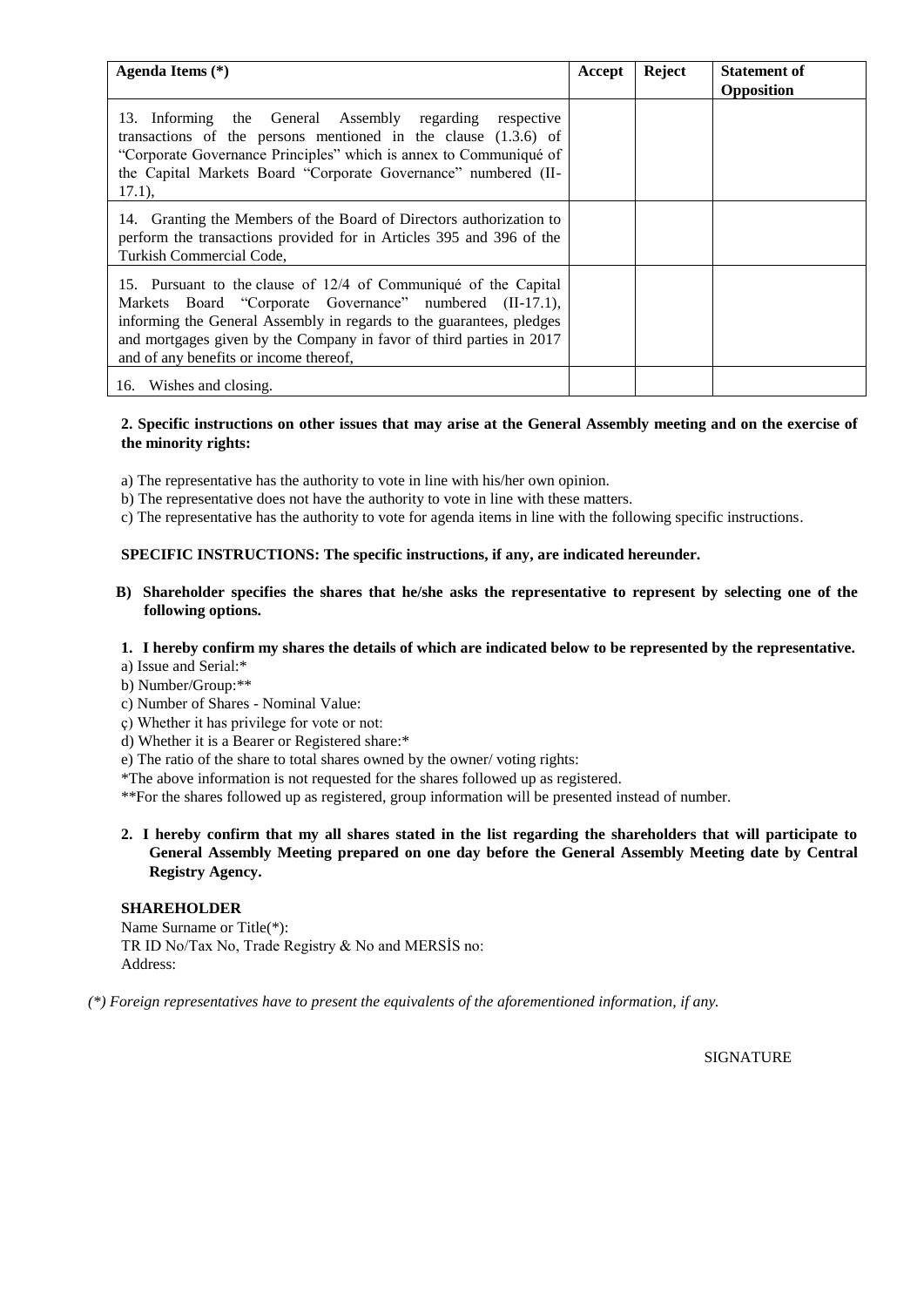| Agenda Items (*) | Accept | Reject | Statement of Opposition |
|---|---|---|---|
| 13. Informing the General Assembly regarding respective transactions of the persons mentioned in the clause (1.3.6) of "Corporate Governance Principles" which is annex to Communiqué of the Capital Markets Board "Corporate Governance" numbered (II-17.1), | | | |
| 14. Granting the Members of the Board of Directors authorization to perform the transactions provided for in Articles 395 and 396 of the Turkish Commercial Code, | | | |
| 15. Pursuant to the clause of 12/4 of Communiqué of the Capital Markets Board "Corporate Governance" numbered (II-17.1), informing the General Assembly in regards to the guarantees, pledges and mortgages given by the Company in favor of third parties in 2017 and of any benefits or income thereof, | | | |
| 16. Wishes and closing. | | | |

**2. Specific instructions on other issues that may arise at the General Assembly meeting and on the exercise of the minority rights:**

a) The representative has the authority to vote in line with his/her own opinion.
b) The representative does not have the authority to vote in line with these matters.
c) The representative has the authority to vote for agenda items in line with the following specific instructions.

**SPECIFIC INSTRUCTIONS: The specific instructions, if any, are indicated hereunder.**

**B) Shareholder specifies the shares that he/she asks the representative to represent by selecting one of the following options.**

**1. I hereby confirm my shares the details of which are indicated below to be represented by the representative.**

a) Issue and Serial:*
b) Number/Group:**
c) Number of Shares - Nominal Value:
ç) Whether it has privilege for vote or not:
d) Whether it is a Bearer or Registered share:*
e) The ratio of the share to total shares owned by the owner/ voting rights:
*The above information is not requested for the shares followed up as registered.
**For the shares followed up as registered, group information will be presented instead of number.

**2. I hereby confirm that my all shares stated in the list regarding the shareholders that will participate to General Assembly Meeting prepared on one day before the General Assembly Meeting date by Central Registry Agency.**

**SHAREHOLDER**
Name Surname or Title(*):
TR ID No/Tax No, Trade Registry & No and MERSİS no:
Address:

*(*) Foreign representatives have to present the equivalents of the aforementioned information, if any.*

SIGNATURE